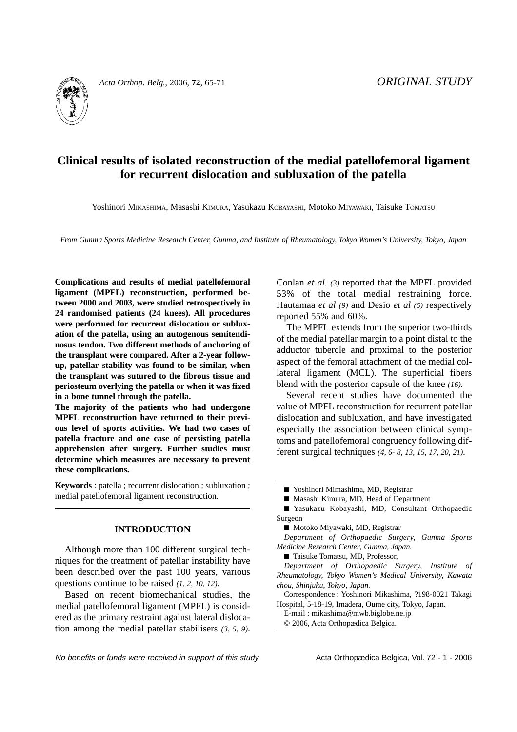ORIGINAL STUDY

# Clinical results of isolated reconstruction of the medial patellofemoral ligament for recurrent dislocation and subluxation of the patella

Yoshinori MIKASHIMA, Masashi KIMURA, Yasukazu KOBAYASHI, Motoko MIYAWAKI, Taisuke TOMATSU

*From Gunma Sports Medicine Research Center, Gunma, and Institute of Rheumatology, Tokyo Women's University, Tokyo, Japan*

**Complications and results of medial patellofemoral ligament (MPFL) reconstruction, performed between 2000 and 2003, were studied retrospectively in 24 randomised patients (24 knees). All procedures were performed for recurrent dislocation or subluxation of the patella, using an autogenous semitendinosus tendon. Two different methods of anchoring of the transplant were compared. After a 2-year follow-up, patellar stability was found to be similar, when the transplant was sutured to the fibrous tissue and periosteum overlying the patella or when it was fixed in a bone tunnel through the patella.**

**The majority of the patients who had undergone MPFL reconstruction have returned to their previous level of sports activities. We had two cases of patella fracture and one case of persisting patella apprehension after surgery. Further studies must determine which measures are necessary to prevent these complications.**

**Keywords** : patella ; recurrent dislocation ; subluxation ; medial patellofemoral ligament reconstruction.

## INTRODUCTION

Although more than 100 different surgical techniques for the treatment of patellar instability have been described over the past 100 years, various questions continue to be raised *(1, 2, 10, 12)*.

Based on recent biomechanical studies, the medial patellofemoral ligament (MPFL) is considered as the primary restraint against lateral dislocation among the medial patellar stabilisers *(3, 5, 9)*. Conlan *et al. (3)* reported that the MPFL provided 53% of the total medial restraining force. Hautamaa *et al (9)* and Desio *et al (5)* respectively reported 55% and 60%.

The MPFL extends from the superior two-thirds of the medial patellar margin to a point distal to the adductor tubercle and proximal to the posterior aspect of the femoral attachment of the medial collateral ligament (MCL). The superficial fibers blend with the posterior capsule of the knee *(16)*.

Several recent studies have documented the value of MPFL reconstruction for recurrent patellar dislocation and subluxation, and have investigated especially the association between clinical symptoms and patellofemoral congruency following different surgical techniques *(4, 6- 8, 13, 15, 17, 20, 21)*.

---

■ Yoshinori Mimashima, MD, Registrar

■ Masashi Kimura, MD, Head of Department

■ Yasukazu Kobayashi, MD, Consultant Orthopaedic Surgeon

■ Motoko Miyawaki, MD, Registrar

*Department of Orthopaedic Surgery, Gunma Sports Medicine Research Center, Gunma, Japan.*

■ Taisuke Tomatsu, MD, Professor,

*Department of Orthopaedic Surgery, Institute of Rheumatology, Tokyo Women's Medical University, Kawata chou, Shinjuku, Tokyo, Japan.*

Correspondence : Yoshinori Mikashima, ?198-0021 Takagi Hospital, 5-18-19, Imadera, Oume city, Tokyo, Japan.

E-mail : mikashima@mwb.biglobe.ne.jp

© 2006, Acta Orthopædica Belgica.

*No benefits or funds were received in support of this study*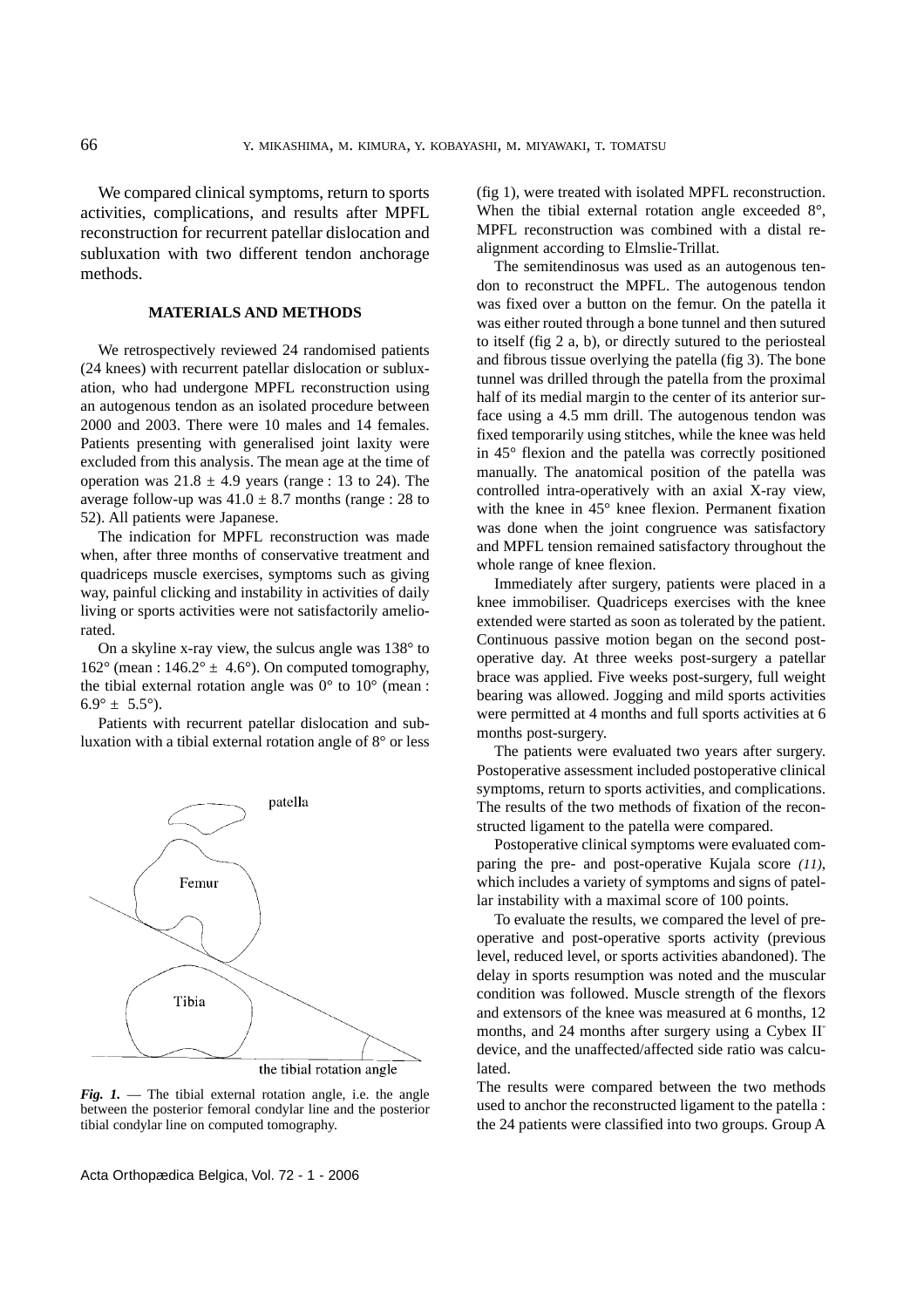We compared clinical symptoms, return to sports activities, complications, and results after MPFL reconstruction for recurrent patellar dislocation and subluxation with two different tendon anchorage methods.

## MATERIALS AND METHODS

We retrospectively reviewed 24 randomised patients (24 knees) with recurrent patellar dislocation or subluxation, who had undergone MPFL reconstruction using an autogenous tendon as an isolated procedure between 2000 and 2003. There were 10 males and 14 females. Patients presenting with generalised joint laxity were excluded from this analysis. The mean age at the time of operation was $21.8 \pm 4.9$ years (range : 13 to 24). The average follow-up was $41.0 \pm 8.7$ months (range : 28 to 52). All patients were Japanese.

The indication for MPFL reconstruction was made when, after three months of conservative treatment and quadriceps muscle exercises, symptoms such as giving way, painful clicking and instability in activities of daily living or sports activities were not satisfactorily ameliorated.

On a skyline x-ray view, the sulcus angle was 138° to 162° (mean : 146.2° ± 4.6°). On computed tomography, the tibial external rotation angle was 0° to 10° (mean : 6.9° ± 5.5°).

Patients with recurrent patellar dislocation and subluxation with a tibial external rotation angle of 8° or less (fig 1), were treated with isolated MPFL reconstruction. When the tibial external rotation angle exceeded 8°, MPFL reconstruction was combined with a distal realignment according to Elmslie-Trillat.

*Fig. 1.* — The tibial external rotation angle, i.e. the angle between the posterior femoral condylar line and the posterior tibial condylar line on computed tomography.

The semitendinosus was used as an autogenous tendon to reconstruct the MPFL. The autogenous tendon was fixed over a button on the femur. On the patella it was either routed through a bone tunnel and then sutured to itself (fig 2 a, b), or directly sutured to the periosteal and fibrous tissue overlying the patella (fig 3). The bone tunnel was drilled through the patella from the proximal half of its medial margin to the center of its anterior surface using a 4.5 mm drill. The autogenous tendon was fixed temporarily using stitches, while the knee was held in 45° flexion and the patella was correctly positioned manually. The anatomical position of the patella was controlled intra-operatively with an axial X-ray view, with the knee in 45° knee flexion. Permanent fixation was done when the joint congruence was satisfactory and MPFL tension remained satisfactory throughout the whole range of knee flexion.

Immediately after surgery, patients were placed in a knee immobiliser. Quadriceps exercises with the knee extended were started as soon as tolerated by the patient. Continuous passive motion began on the second postoperative day. At three weeks post-surgery a patellar brace was applied. Five weeks post-surgery, full weight bearing was allowed. Jogging and mild sports activities were permitted at 4 months and full sports activities at 6 months post-surgery.

The patients were evaluated two years after surgery. Postoperative assessment included postoperative clinical symptoms, return to sports activities, and complications. The results of the two methods of fixation of the reconstructed ligament to the patella were compared.

Postoperative clinical symptoms were evaluated comparing the pre- and post-operative Kujala score *(11)*, which includes a variety of symptoms and signs of patellar instability with a maximal score of 100 points.

To evaluate the results, we compared the level of preoperative and post-operative sports activity (previous level, reduced level, or sports activities abandoned). The delay in sports resumption was noted and the muscular condition was followed. Muscle strength of the flexors and extensors of the knee was measured at 6 months, 12 months, and 24 months after surgery using a Cybex II® device, and the unaffected/affected side ratio was calculated.

The results were compared between the two methods used to anchor the reconstructed ligament to the patella : the 24 patients were classified into two groups. Group A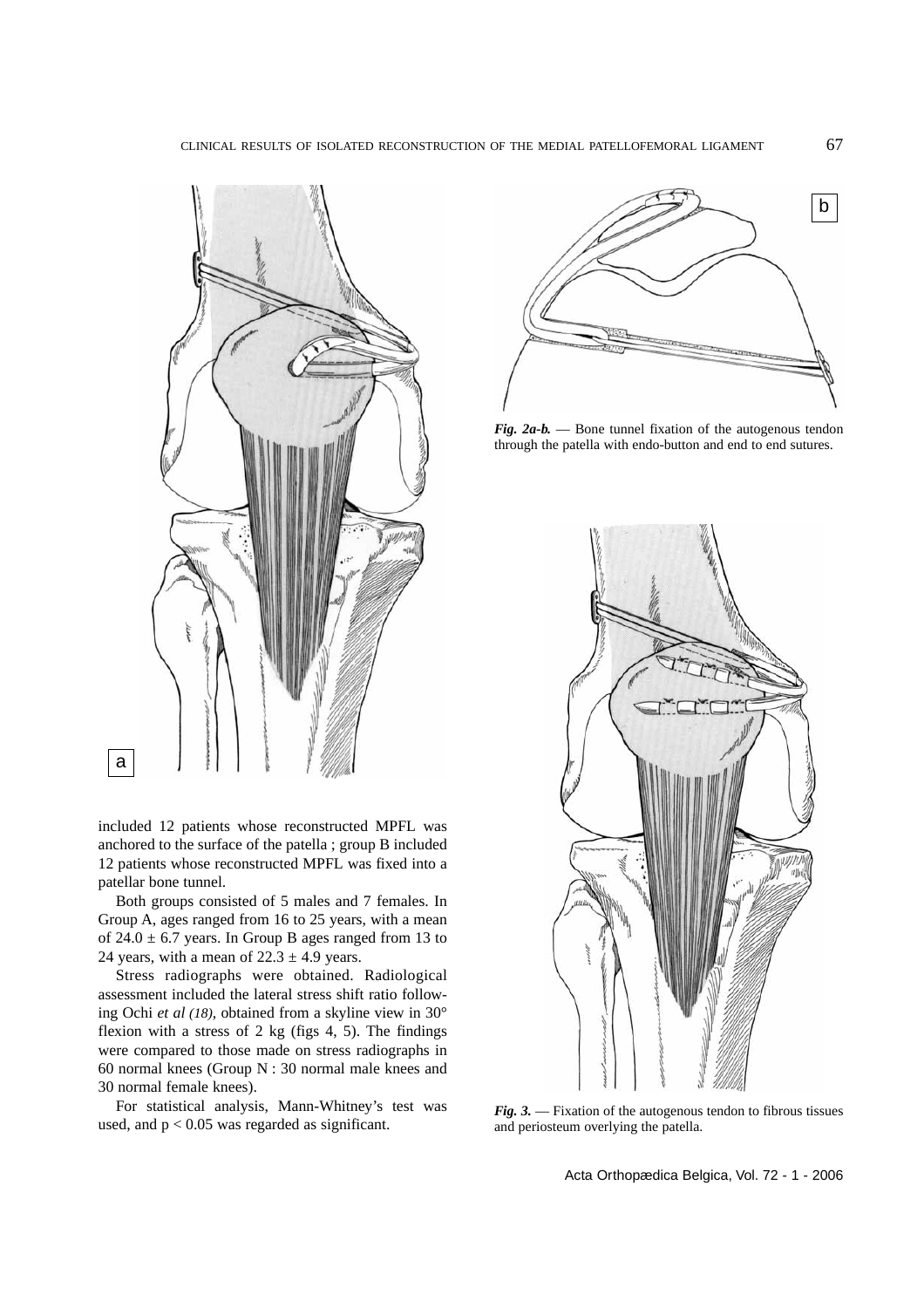*Fig. 2a-b.* — Bone tunnel fixation of the autogenous tendon through the patella with endo-button and end to end sutures.

included 12 patients whose reconstructed MPFL was anchored to the surface of the patella ; group B included 12 patients whose reconstructed MPFL was fixed into a patellar bone tunnel.

Both groups consisted of 5 males and 7 females. In Group A, ages ranged from 16 to 25 years, with a mean of $24.0 \pm 6.7$ years. In Group B ages ranged from 13 to 24 years, with a mean of $22.3 \pm 4.9$ years.

Stress radiographs were obtained. Radiological assessment included the lateral stress shift ratio following Ochi *et al (18)*, obtained from a skyline view in 30° flexion with a stress of 2 kg (figs 4, 5). The findings were compared to those made on stress radiographs in 60 normal knees (Group N : 30 normal male knees and 30 normal female knees).

For statistical analysis, Mann-Whitney's test was used, and $p < 0.05$ was regarded as significant.

*Fig. 3.* — Fixation of the autogenous tendon to fibrous tissues and periosteum overlying the patella.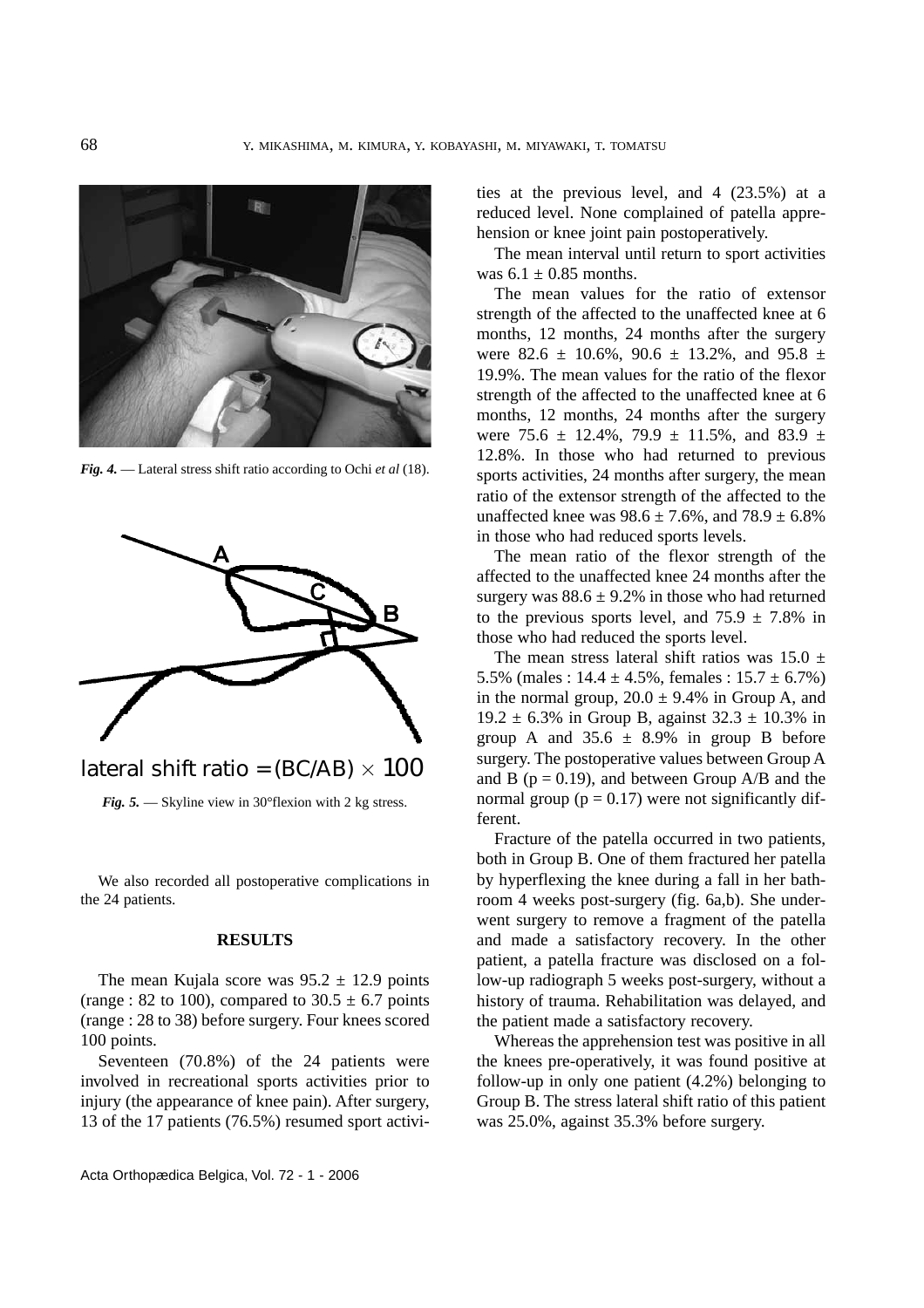*Fig. 4.* — Lateral stress shift ratio according to Ochi *et al* (18).

lateral shift ratio = (BC/AB) × 100

*Fig. 5.* — Skyline view in 30°flexion with 2 kg stress.

We also recorded all postoperative complications in the 24 patients.

## RESULTS

The mean Kujala score was 95.2 ± 12.9 points (range : 82 to 100), compared to 30.5 ± 6.7 points (range : 28 to 38) before surgery. Four knees scored 100 points.

Seventeen (70.8%) of the 24 patients were involved in recreational sports activities prior to injury (the appearance of knee pain). After surgery, 13 of the 17 patients (76.5%) resumed sport activities at the previous level, and 4 (23.5%) at a reduced level. None complained of patella apprehension or knee joint pain postoperatively.

The mean interval until return to sport activities was 6.1 ± 0.85 months.

The mean values for the ratio of extensor strength of the affected to the unaffected knee at 6 months, 12 months, 24 months after the surgery were 82.6 ± 10.6%, 90.6 ± 13.2%, and 95.8 ± 19.9%. The mean values for the ratio of the flexor strength of the affected to the unaffected knee at 6 months, 12 months, 24 months after the surgery were 75.6 ± 12.4%, 79.9 ± 11.5%, and 83.9 ± 12.8%. In those who had returned to previous sports activities, 24 months after surgery, the mean ratio of the extensor strength of the affected to the unaffected knee was 98.6 ± 7.6%, and 78.9 ± 6.8% in those who had reduced sports levels.

The mean ratio of the flexor strength of the affected to the unaffected knee 24 months after the surgery was 88.6 ± 9.2% in those who had returned to the previous sports level, and 75.9 ± 7.8% in those who had reduced the sports level.

The mean stress lateral shift ratios was 15.0 ± 5.5% (males : 14.4 ± 4.5%, females : 15.7 ± 6.7%) in the normal group, 20.0 ± 9.4% in Group A, and 19.2 ± 6.3% in Group B, against 32.3 ± 10.3% in group A and 35.6 ± 8.9% in group B before surgery. The postoperative values between Group A and B ($p = 0.19$), and between Group A/B and the normal group ($p = 0.17$) were not significantly different.

Fracture of the patella occurred in two patients, both in Group B. One of them fractured her patella by hyperflexing the knee during a fall in her bathroom 4 weeks post-surgery (fig. 6a,b). She underwent surgery to remove a fragment of the patella and made a satisfactory recovery. In the other patient, a patella fracture was disclosed on a follow-up radiograph 5 weeks post-surgery, without a history of trauma. Rehabilitation was delayed, and the patient made a satisfactory recovery.

Whereas the apprehension test was positive in all the knees pre-operatively, it was found positive at follow-up in only one patient (4.2%) belonging to Group B. The stress lateral shift ratio of this patient was 25.0%, against 35.3% before surgery.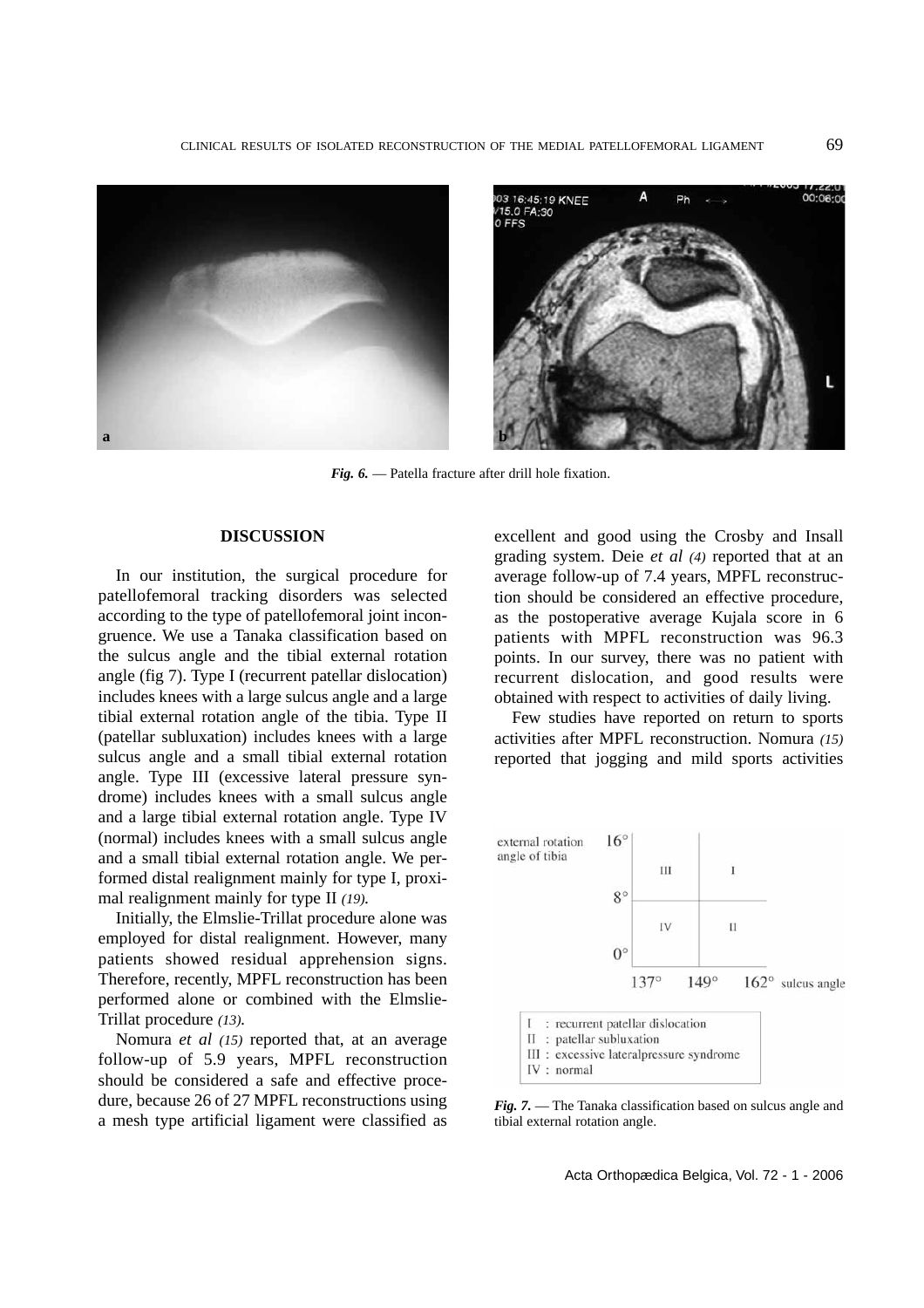*Fig. 6.* — Patella fracture after drill hole fixation.

## DISCUSSION

In our institution, the surgical procedure for patellofemoral tracking disorders was selected according to the type of patellofemoral joint incongruence. We use a Tanaka classification based on the sulcus angle and the tibial external rotation angle (fig 7). Type I (recurrent patellar dislocation) includes knees with a large sulcus angle and a large tibial external rotation angle of the tibia. Type II (patellar subluxation) includes knees with a large sulcus angle and a small tibial external rotation angle. Type III (excessive lateral pressure syndrome) includes knees with a small sulcus angle and a large tibial external rotation angle. Type IV (normal) includes knees with a small sulcus angle and a small tibial external rotation angle. We performed distal realignment mainly for type I, proximal realignment mainly for type II *(19)*.

Initially, the Elmslie-Trillat procedure alone was employed for distal realignment. However, many patients showed residual apprehension signs. Therefore, recently, MPFL reconstruction has been performed alone or combined with the Elmslie-Trillat procedure *(13)*.

Nomura *et al (15)* reported that, at an average follow-up of 5.9 years, MPFL reconstruction should be considered a safe and effective procedure, because 26 of 27 MPFL reconstructions using a mesh type artificial ligament were classified as excellent and good using the Crosby and Insall grading system. Deie *et al (4)* reported that at an average follow-up of 7.4 years, MPFL reconstruction should be considered an effective procedure, as the postoperative average Kujala score in 6 patients with MPFL reconstruction was 96.3 points. In our survey, there was no patient with recurrent dislocation, and good results were obtained with respect to activities of daily living.

Few studies have reported on return to sports activities after MPFL reconstruction. Nomura *(15)* reported that jogging and mild sports activities

| external rotation angle of tibia | 137°–149° | 149°–162° |
|---|---|---|
| 8°–16° | III | I |
| 0°–8° | IV | II |

I : recurrent patellar dislocation
II : patellar subluxation
III : excessive lateralpressure syndrome
IV : normal

*Fig. 7.* — The Tanaka classification based on sulcus angle and tibial external rotation angle.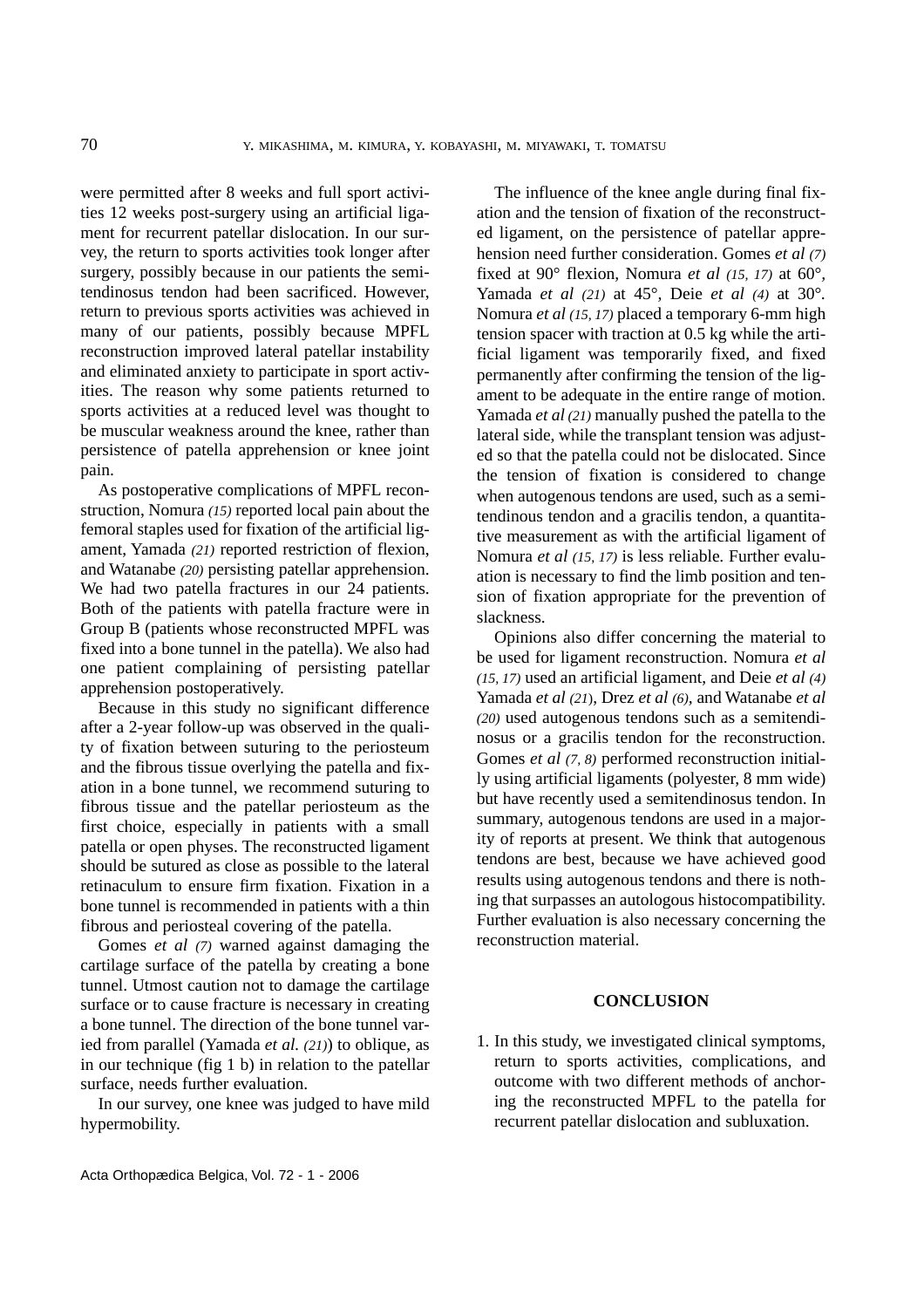were permitted after 8 weeks and full sport activities 12 weeks post-surgery using an artificial ligament for recurrent patellar dislocation. In our survey, the return to sports activities took longer after surgery, possibly because in our patients the semitendinosus tendon had been sacrificed. However, return to previous sports activities was achieved in many of our patients, possibly because MPFL reconstruction improved lateral patellar instability and eliminated anxiety to participate in sport activities. The reason why some patients returned to sports activities at a reduced level was thought to be muscular weakness around the knee, rather than persistence of patella apprehension or knee joint pain.

As postoperative complications of MPFL reconstruction, Nomura *(15)* reported local pain about the femoral staples used for fixation of the artificial ligament, Yamada *(21)* reported restriction of flexion, and Watanabe *(20)* persisting patellar apprehension. We had two patella fractures in our 24 patients. Both of the patients with patella fracture were in Group B (patients whose reconstructed MPFL was fixed into a bone tunnel in the patella). We also had one patient complaining of persisting patellar apprehension postoperatively.

Because in this study no significant difference after a 2-year follow-up was observed in the quality of fixation between suturing to the periosteum and the fibrous tissue overlying the patella and fixation in a bone tunnel, we recommend suturing to fibrous tissue and the patellar periosteum as the first choice, especially in patients with a small patella or open physes. The reconstructed ligament should be sutured as close as possible to the lateral retinaculum to ensure firm fixation. Fixation in a bone tunnel is recommended in patients with a thin fibrous and periosteal covering of the patella.

Gomes *et al (7)* warned against damaging the cartilage surface of the patella by creating a bone tunnel. Utmost caution not to damage the cartilage surface or to cause fracture is necessary in creating a bone tunnel. The direction of the bone tunnel varied from parallel (Yamada *et al. (21)*) to oblique, as in our technique (fig 1 b) in relation to the patellar surface, needs further evaluation.

In our survey, one knee was judged to have mild hypermobility.

The influence of the knee angle during final fixation and the tension of fixation of the reconstructed ligament, on the persistence of patellar apprehension need further consideration. Gomes *et al (7)* fixed at 90° flexion, Nomura *et al (15, 17)* at 60°, Yamada *et al (21)* at 45°, Deie *et al (4)* at 30°. Nomura *et al (15, 17)* placed a temporary 6-mm high tension spacer with traction at 0.5 kg while the artificial ligament was temporarily fixed, and fixed permanently after confirming the tension of the ligament to be adequate in the entire range of motion. Yamada *et al (21)* manually pushed the patella to the lateral side, while the transplant tension was adjusted so that the patella could not be dislocated. Since the tension of fixation is considered to change when autogenous tendons are used, such as a semitendinous tendon and a gracilis tendon, a quantitative measurement as with the artificial ligament of Nomura *et al (15, 17)* is less reliable. Further evaluation is necessary to find the limb position and tension of fixation appropriate for the prevention of slackness.

Opinions also differ concerning the material to be used for ligament reconstruction. Nomura *et al (15, 17)* used an artificial ligament, and Deie *et al (4)* Yamada *et al (21)*, Drez *et al (6)*, and Watanabe *et al (20)* used autogenous tendons such as a semitendinosus or a gracilis tendon for the reconstruction. Gomes *et al (7, 8)* performed reconstruction initially using artificial ligaments (polyester, 8 mm wide) but have recently used a semitendinosus tendon. In summary, autogenous tendons are used in a majority of reports at present. We think that autogenous tendons are best, because we have achieved good results using autogenous tendons and there is nothing that surpasses an autologous histocompatibility. Further evaluation is also necessary concerning the reconstruction material.

## CONCLUSION

1. In this study, we investigated clinical symptoms, return to sports activities, complications, and outcome with two different methods of anchoring the reconstructed MPFL to the patella for recurrent patellar dislocation and subluxation.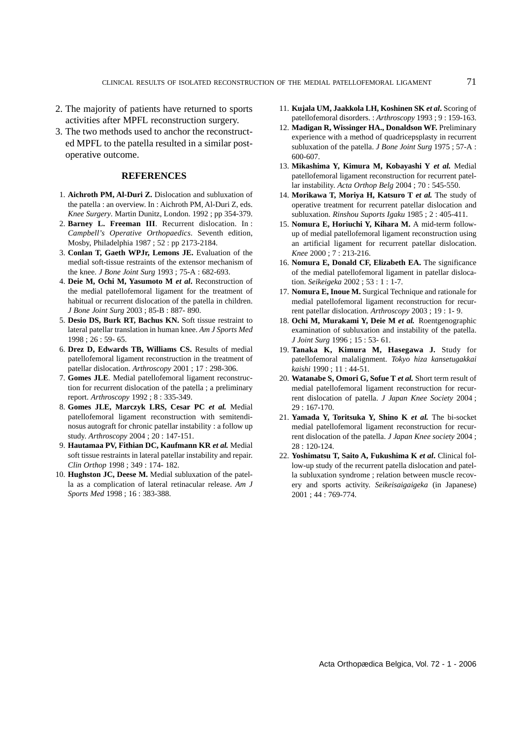2. The majority of patients have returned to sports activities after MPFL reconstruction surgery.
3. The two methods used to anchor the reconstructed MPFL to the patella resulted in a similar postoperative outcome.

## REFERENCES

1. **Aichroth PM, Al-Duri Z.** Dislocation and subluxation of the patella : an overview. In : Aichroth PM, Al-Duri Z, eds. *Knee Surgery*. Martin Dunitz, London. 1992 ; pp 354-379.
2. **Barney L. Freeman III**. Recurrent dislocation. In : *Campbell's Operative Orthopaedics*. Seventh edition, Mosby, Philadelphia 1987 ; 52 : pp 2173-2184.
3. **Conlan T, Gaeth WPJr, Lemons JE.** Evaluation of the medial soft-tissue restraints of the extensor mechanism of the knee. *J Bone Joint Surg* 1993 ; 75-A : 682-693.
4. **Deie M, Ochi M, Yasumoto M *et al*.** Reconstruction of the medial patellofemoral ligament for the treatment of habitual or recurrent dislocation of the patella in children. *J Bone Joint Surg* 2003 ; 85-B : 887- 890.
5. **Desio DS, Burk RT, Bachus KN.** Soft tissue restraint to lateral patellar translation in human knee. *Am J Sports Med* 1998 ; 26 : 59- 65.
6. **Drez D, Edwards TB, Williams CS.** Results of medial patellofemoral ligament reconstruction in the treatment of patellar dislocation. *Arthroscopy* 2001 ; 17 : 298-306.
7. **Gomes JLE**. Medial patellofemoral ligament reconstruction for recurrent dislocation of the patella ; a preliminary report. *Arthroscopy* 1992 ; 8 : 335-349.
8. **Gomes JLE, Marczyk LRS, Cesar PC *et al.*** Medial patellofemoral ligament reconstruction with semitendinosus autograft for chronic patellar instability : a follow up study. *Arthroscopy* 2004 ; 20 : 147-151.
9. **Hautamaa PV, Fithian DC, Kaufmann KR *et al.*** Medial soft tissue restraints in lateral patellar instability and repair. *Clin Orthop* 1998 ; 349 : 174- 182.
10. **Hughston JC, Deese M.** Medial subluxation of the patella as a complication of lateral retinacular release. *Am J Sports Med* 1998 ; 16 : 383-388.
11. **Kujala UM, Jaakkola LH, Koshinen SK *et al*.** Scoring of patellofemoral disorders. : *Arthroscopy* 1993 ; 9 : 159-163.
12. **Madigan R, Wissinger HA., Donaldson WF.** Preliminary experience with a method of quadricepsplasty in recurrent subluxation of the patella. *J Bone Joint Surg* 1975 ; 57-A : 600-607.
13. **Mikashima Y, Kimura M, Kobayashi Y *et al.*** Medial patellofemoral ligament reconstruction for recurrent patellar instability. *Acta Orthop Belg* 2004 ; 70 : 545-550.
14. **Morikawa T, Moriya H, Katsuro T *et al.*** The study of operative treatment for recurrent patellar dislocation and subluxation. *Rinshou Suports Igaku* 1985 ; 2 : 405-411.
15. **Nomura E, Horiuchi Y, Kihara M.** A mid-term follow-up of medial patellofemoral ligament reconstruction using an artificial ligament for recurrent patellar dislocation. *Knee* 2000 ; 7 : 213-216.
16. **Nomura E, Donald CF, Elizabeth EA.** The significance of the medial patellofemoral ligament in patellar dislocation. *Seikeigeka* 2002 ; 53 : 1 : 1-7.
17. **Nomura E, Inoue M.** Surgical Technique and rationale for medial patellofemoral ligament reconstruction for recurrent patellar dislocation. *Arthroscopy* 2003 ; 19 : 1- 9.
18. **Ochi M, Murakami Y, Deie M *et al.*** Roentgenographic examination of subluxation and instability of the patella. *J Joint Surg* 1996 ; 15 : 53- 61.
19. **Tanaka K, Kimura M, Hasegawa J.** Study for patellofemoral malalignment. *Tokyo hiza kansetugakkai kaishi* 1990 ; 11 : 44-51.
20. **Watanabe S, Omori G, Sofue T *et al.*** Short term result of medial patellofemoral ligament reconstruction for recurrent dislocation of patella. *J Japan Knee Society* 2004 ; 29 : 167-170.
21. **Yamada Y, Toritsuka Y, Shino K *et al.*** The bi-socket medial patellofemoral ligament reconstruction for recurrent dislocation of the patella. *J Japan Knee society* 2004 ; 28 : 120-124.
22. **Yoshimatsu T, Saito A, Fukushima K *et al*.** Clinical follow-up study of the recurrent patella dislocation and patella subluxation syndrome ; relation between muscle recovery and sports activity. *Seikeisaigaigeka* (in Japanese) 2001 ; 44 : 769-774.